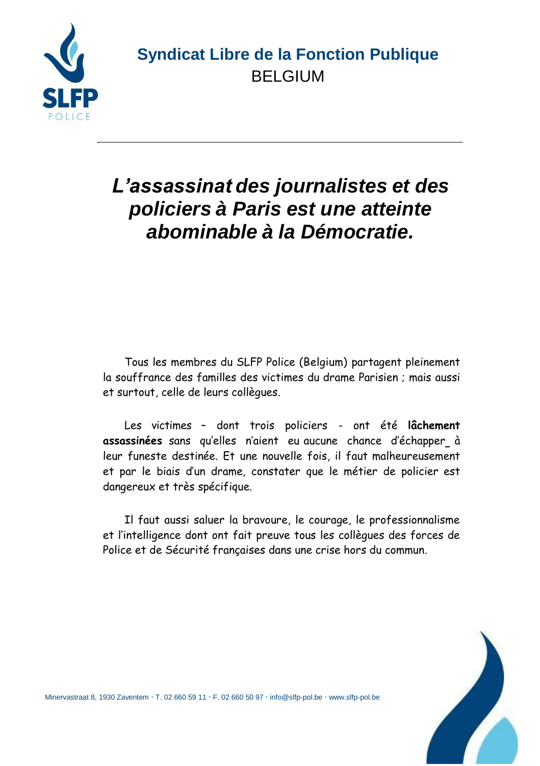**Syndicat Libre de la Fonction Publique**
BELGIUM

# *L'assassinat des journalistes et des policiers à Paris est une atteinte abominable à la Démocratie.*

Tous les membres du SLFP Police (Belgium) partagent pleinement la souffrance des familles des victimes du drame Parisien ; mais aussi et surtout, celle de leurs collègues.

Les victimes – dont trois policiers - ont été **lâchement assassinées** sans qu'elles n'aient eu aucune chance d'échapper_ à leur funeste destinée. Et une nouvelle fois, il faut malheureusement et par le biais d'un drame, constater que le métier de policier est dangereux et très spécifique.

Il faut aussi saluer la bravoure, le courage, le professionnalisme et l'intelligence dont ont fait preuve tous les collègues des forces de Police et de Sécurité françaises dans une crise hors du commun.

Minervastraat 8, 1930 Zaventem • T. 02 660 59 11 • F. 02 660 50 97 • info@slfp-pol.be • www.slfp-pol.be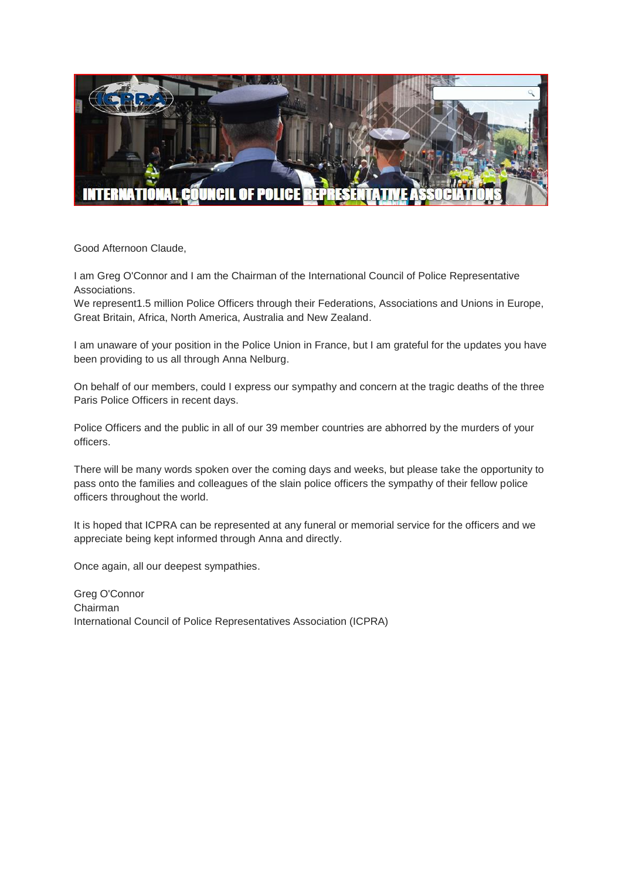# INTERNATIONAL COUNCIL OF POLICE REPRESENTATIVE ASSOCIATIONS

Good Afternoon Claude,

I am Greg O'Connor and I am the Chairman of the International Council of Police Representative Associations.
We represent1.5 million Police Officers through their Federations, Associations and Unions in Europe, Great Britain, Africa, North America, Australia and New Zealand.

I am unaware of your position in the Police Union in France, but I am grateful for the updates you have been providing to us all through Anna Nelburg.

On behalf of our members, could I express our sympathy and concern at the tragic deaths of the three Paris Police Officers in recent days.

Police Officers and the public in all of our 39 member countries are abhorred by the murders of your officers.

There will be many words spoken over the coming days and weeks, but please take the opportunity to pass onto the families and colleagues of the slain police officers the sympathy of their fellow police officers throughout the world.

It is hoped that ICPRA can be represented at any funeral or memorial service for the officers and we appreciate being kept informed through Anna and directly.

Once again, all our deepest sympathies.

Greg O'Connor
Chairman
International Council of Police Representatives Association (ICPRA)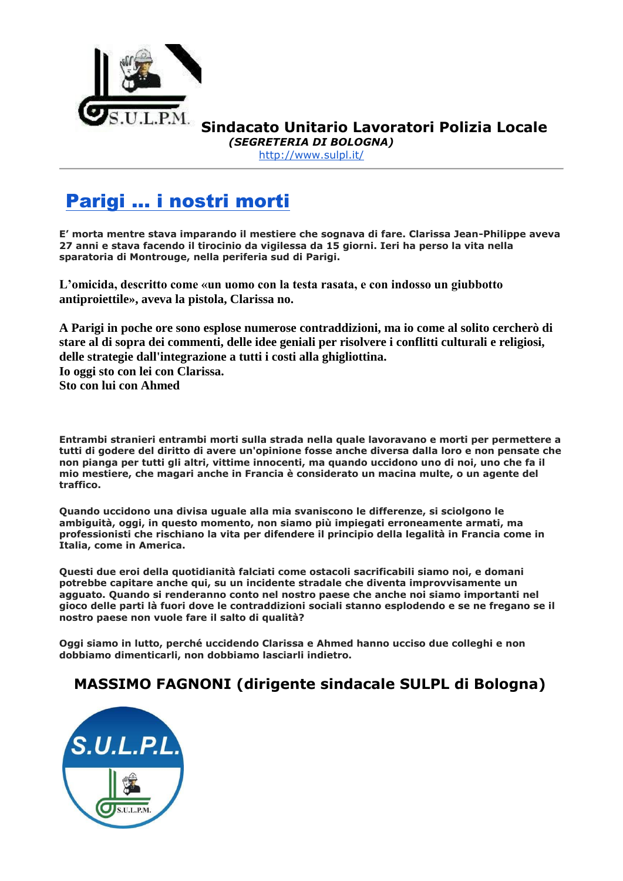**Sindacato Unitario Lavoratori Polizia Locale**
***(SEGRETERIA DI BOLOGNA)***
http://www.sulpl.it/

# Parigi … i nostri morti

**E' morta mentre stava imparando il mestiere che sognava di fare. Clarissa Jean-Philippe aveva 27 anni e stava facendo il tirocinio da vigilessa da 15 giorni. Ieri ha perso la vita nella sparatoria di Montrouge, nella periferia sud di Parigi.**

**L'omicida, descritto come «un uomo con la testa rasata, e con indosso un giubbotto antiproiettile», aveva la pistola, Clarissa no.**

**A Parigi in poche ore sono esplose numerose contraddizioni, ma io come al solito cercherò di stare al di sopra dei commenti, delle idee geniali per risolvere i conflitti culturali e religiosi, delle strategie dall'integrazione a tutti i costi alla ghigliottina.**
**Io oggi sto con lei con Clarissa.**
**Sto con lui con Ahmed**

**Entrambi stranieri entrambi morti sulla strada nella quale lavoravano e morti per permettere a tutti di godere del diritto di avere un'opinione fosse anche diversa dalla loro e non pensate che non pianga per tutti gli altri, vittime innocenti, ma quando uccidono uno di noi, uno che fa il mio mestiere, che magari anche in Francia è considerato un macina multe, o un agente del traffico.**

**Quando uccidono una divisa uguale alla mia svaniscono le differenze, si sciolgono le ambiguità, oggi, in questo momento, non siamo più impiegati erroneamente armati, ma professionisti che rischiano la vita per difendere il principio della legalità in Francia come in Italia, come in America.**

**Questi due eroi della quotidianità falciati come ostacoli sacrificabili siamo noi, e domani potrebbe capitare anche qui, su un incidente stradale che diventa improvvisamente un agguato. Quando si renderanno conto nel nostro paese che anche noi siamo importanti nel gioco delle parti là fuori dove le contraddizioni sociali stanno esplodendo e se ne fregano se il nostro paese non vuole fare il salto di qualità?**

**Oggi siamo in lutto, perché uccidendo Clarissa e Ahmed hanno ucciso due colleghi e non dobbiamo dimenticarli, non dobbiamo lasciarli indietro.**

**MASSIMO FAGNONI (dirigente sindacale SULPL di Bologna)**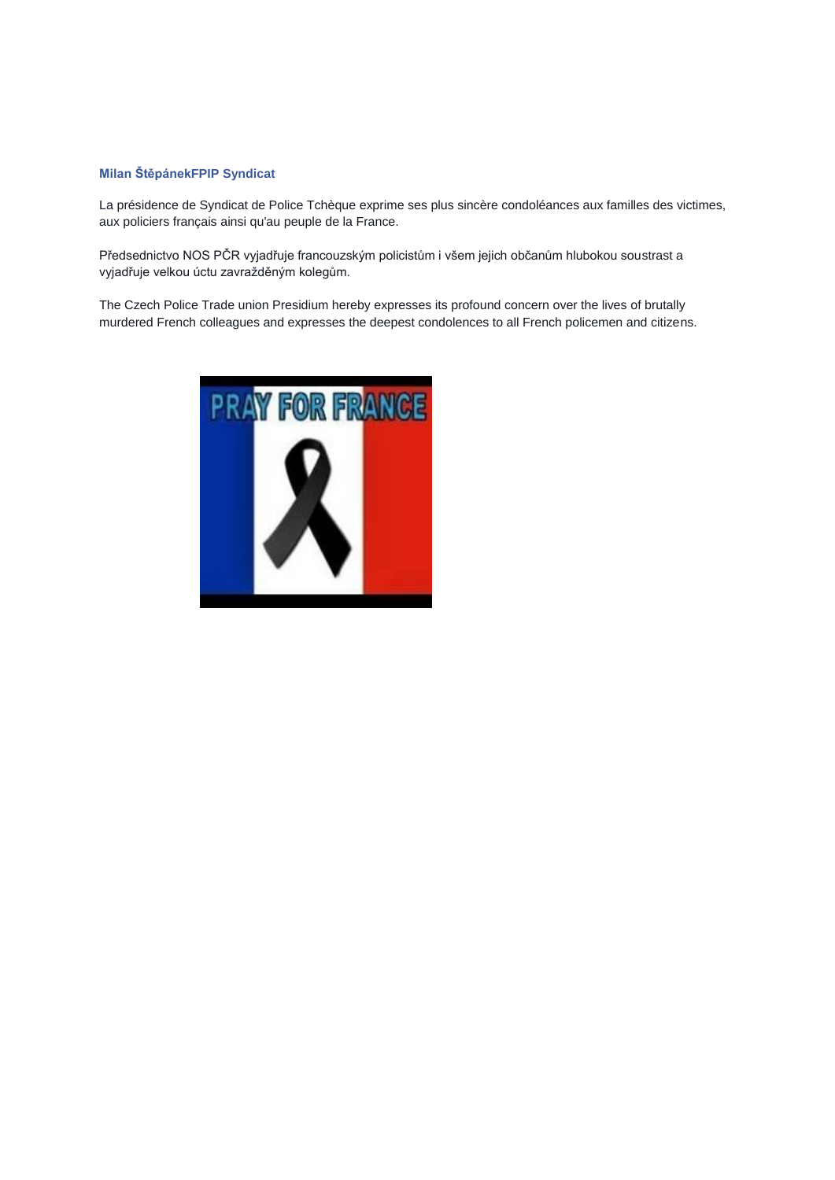**Milan ŠtěpánekFPIP Syndicat**

La présidence de Syndicat de Police Tchèque exprime ses plus sincère condoléances aux familles des victimes, aux policiers français ainsi qu'au peuple de la France.

Předsednictvo NOS PČR vyjadřuje francouzským policistům i všem jejich občanům hlubokou soustrast a vyjadřuje velkou úctu zavražděným kolegům.

The Czech Police Trade union Presidium hereby expresses its profound concern over the lives of brutally murdered French colleagues and expresses the deepest condolences to all French policemen and citizens.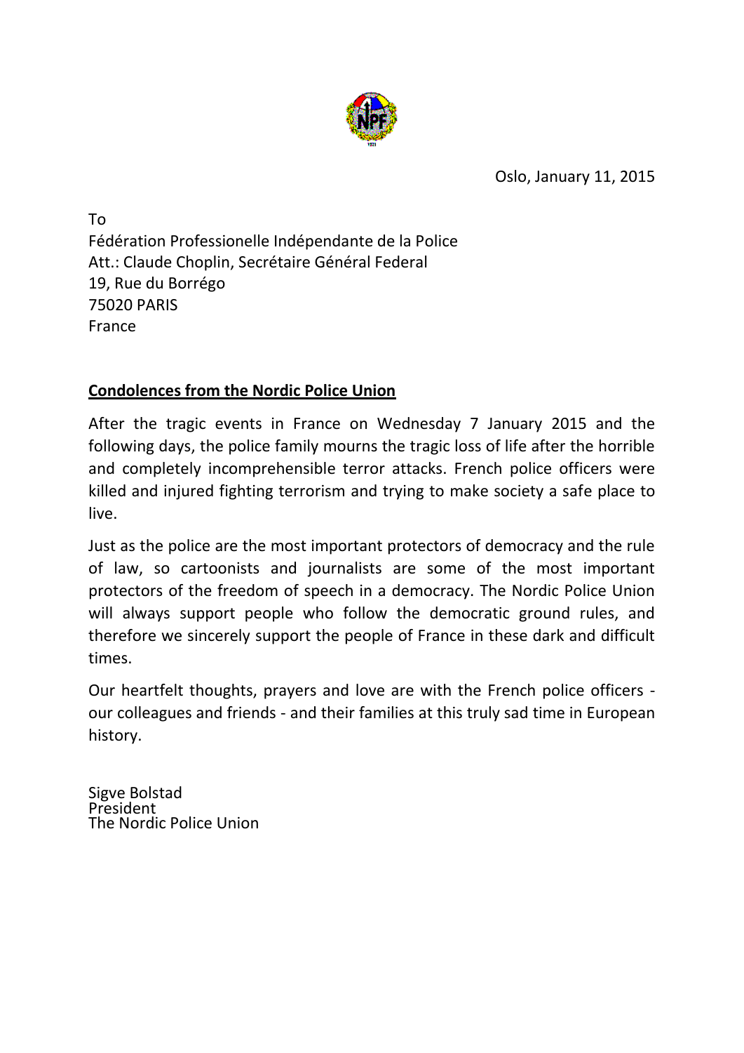Oslo, January 11, 2015

To
Fédération Professionelle Indépendante de la Police
Att.: Claude Choplin, Secrétaire Général Federal
19, Rue du Borrégo
75020 PARIS
France

**<u>Condolences from the Nordic Police Union</u>**

After the tragic events in France on Wednesday 7 January 2015 and the following days, the police family mourns the tragic loss of life after the horrible and completely incomprehensible terror attacks. French police officers were killed and injured fighting terrorism and trying to make society a safe place to live.

Just as the police are the most important protectors of democracy and the rule of law, so cartoonists and journalists are some of the most important protectors of the freedom of speech in a democracy. The Nordic Police Union will always support people who follow the democratic ground rules, and therefore we sincerely support the people of France in these dark and difficult times.

Our heartfelt thoughts, prayers and love are with the French police officers - our colleagues and friends - and their families at this truly sad time in European history.

Sigve Bolstad
President
The Nordic Police Union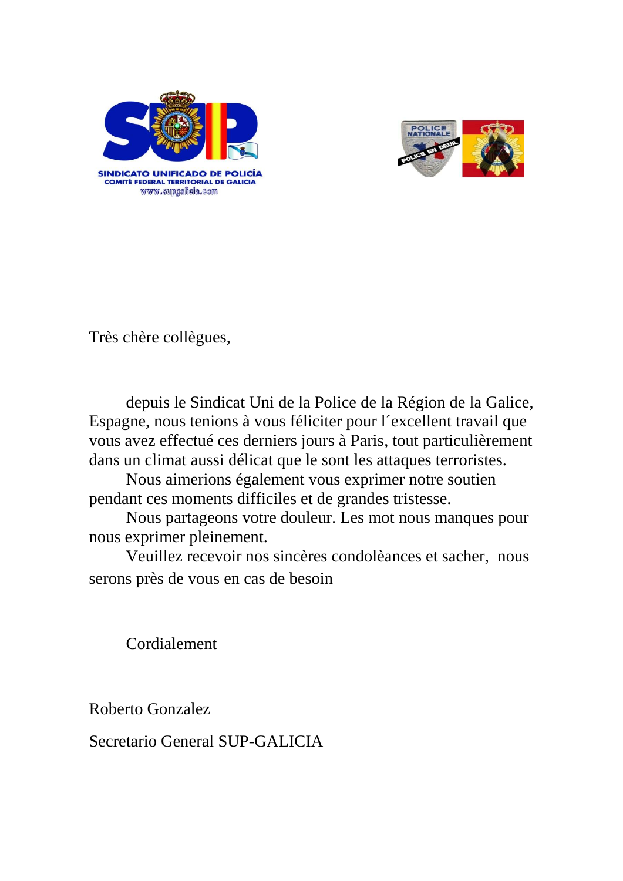SINDICATO UNIFICADO DE POLICÍA
COMITÉ FEDERAL TERRITORIAL DE GALICIA
www.supgalicia.com

Très chère collègues,

depuis le Sindicat Uni de la Police de la Région de la Galice, Espagne, nous tenions à vous féliciter pour l´excellent travail que vous avez effectué ces derniers jours à Paris, tout particulièrement dans un climat aussi délicat que le sont les attaques terroristes.

Nous aimerions également vous exprimer notre soutien pendant ces moments difficiles et de grandes tristesse.

Nous partageons votre douleur. Les mot nous manques pour nous exprimer pleinement.

Veuillez recevoir nos sincères condolèances et sacher, nous serons près de vous en cas de besoin

Cordialement

Roberto Gonzalez

Secretario General SUP-GALICIA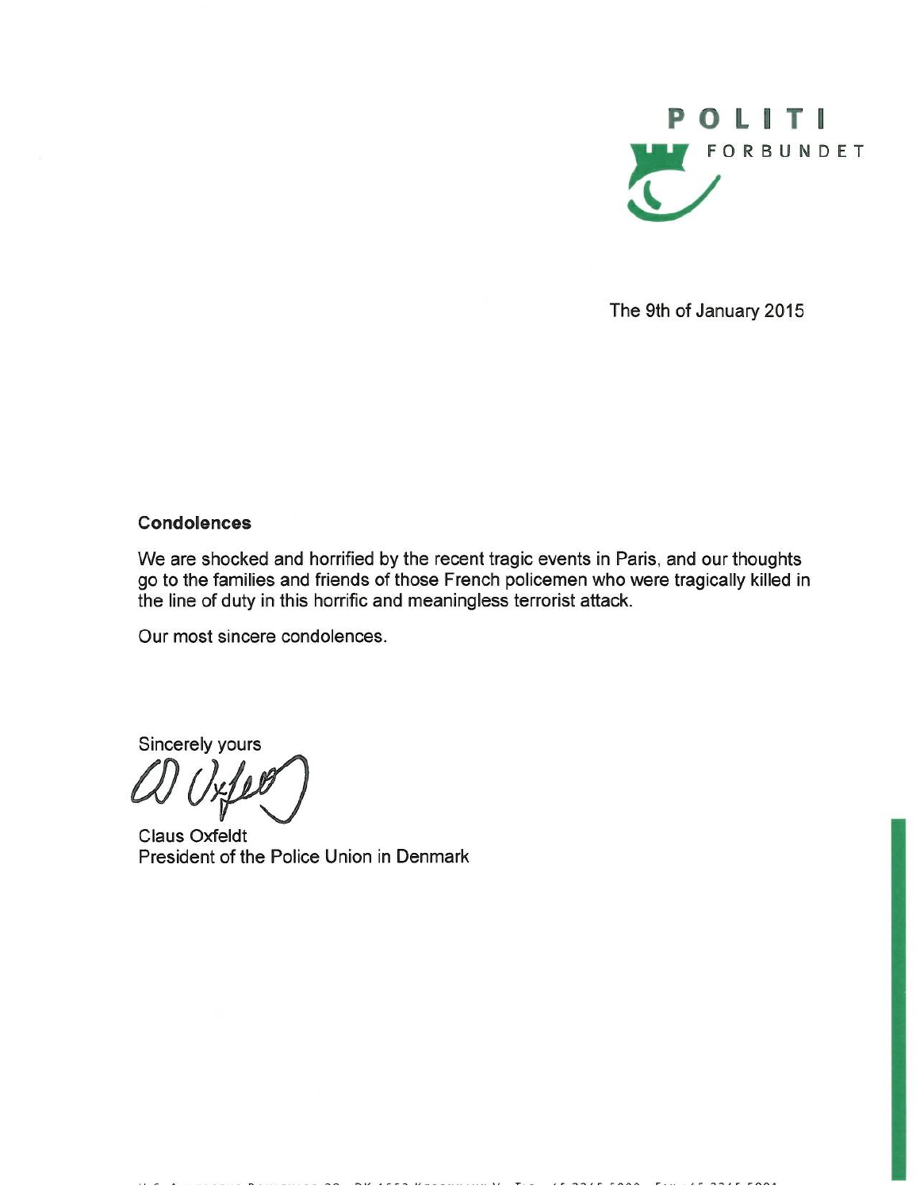POLITI
FORBUNDET

The 9th of January 2015

**Condolences**

We are shocked and horrified by the recent tragic events in Paris, and our thoughts go to the families and friends of those French policemen who were tragically killed in the line of duty in this horrific and meaningless terrorist attack.

Our most sincere condolences.

Sincerely yours

Claus Oxfeldt
President of the Police Union in Denmark